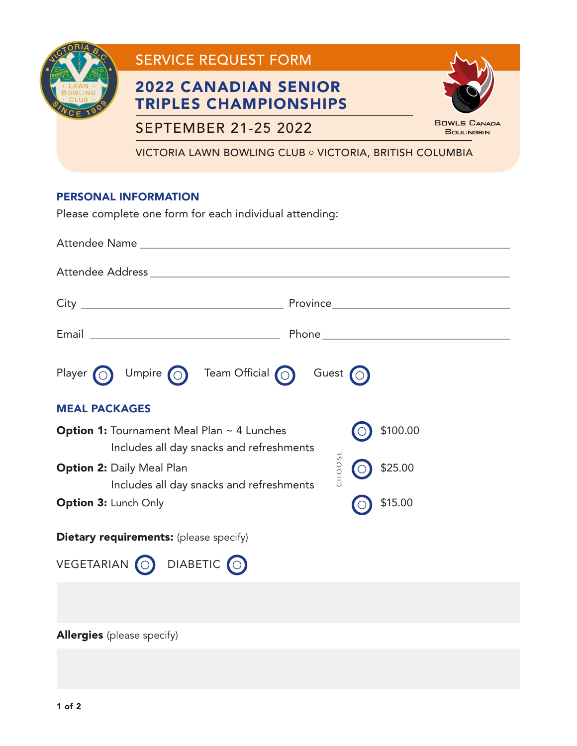SERVICE REQUEST FORM

# 2022 CANADIAN SENIOR TRIPLES CHAMPIONSHIPS

SEPTEMBER 21-25 2022

VICTORIA LAWN BOWLING CLUB ○ VICTORIA, BRITISH COLUMBIA

## PERSONAL INFORMATION

Please complete one form for each individual attending:

Attendee Name ______________________________

Attendee Address ______________________________

City ______________________ Province ______________________

Email ______________________ Phone ______________________

Player ○ Umpire ○ Team Official ○ Guest ○

## MEAL PACKAGES

| | CHOOSE | |
|---|---|---|
| **Option 1:** Tournament Meal Plan ~ 4 Lunches<br>Includes all day snacks and refreshments | ○ | $100.00 |
| **Option 2:** Daily Meal Plan<br>Includes all day snacks and refreshments | ○ | $25.00 |
| **Option 3:** Lunch Only | ○ | $15.00 |

**Dietary requirements:** (please specify)

VEGETARIAN ○ DIABETIC ○

**Allergies** (please specify)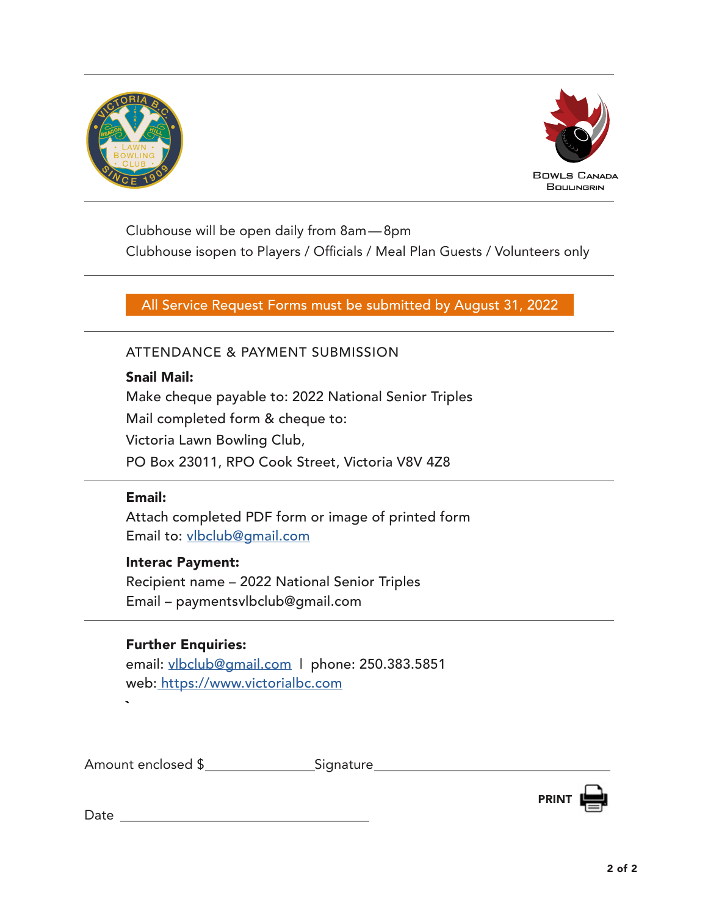Bowls Canada Boulingrin

Clubhouse will be open daily from 8am—8pm

Clubhouse isopen to Players / Officials / Meal Plan Guests / Volunteers only

**All Service Request Forms must be submitted by August 31, 2022**

## ATTENDANCE & PAYMENT SUBMISSION

**Snail Mail:**

Make cheque payable to: 2022 National Senior Triples

Mail completed form & cheque to:

Victoria Lawn Bowling Club,

PO Box 23011, RPO Cook Street, Victoria V8V 4Z8

**Email:**

Attach completed PDF form or image of printed form

Email to: vlbclub@gmail.com

**Interac Payment:**

Recipient name – 2022 National Senior Triples

Email – paymentsvlbclub@gmail.com

**Further Enquiries:**

email: vlbclub@gmail.com | phone: 250.383.5851

web: https://www.victorialbc.com

`

Amount enclosed $______________ Signature______________________________

Date ______________________________

PRINT